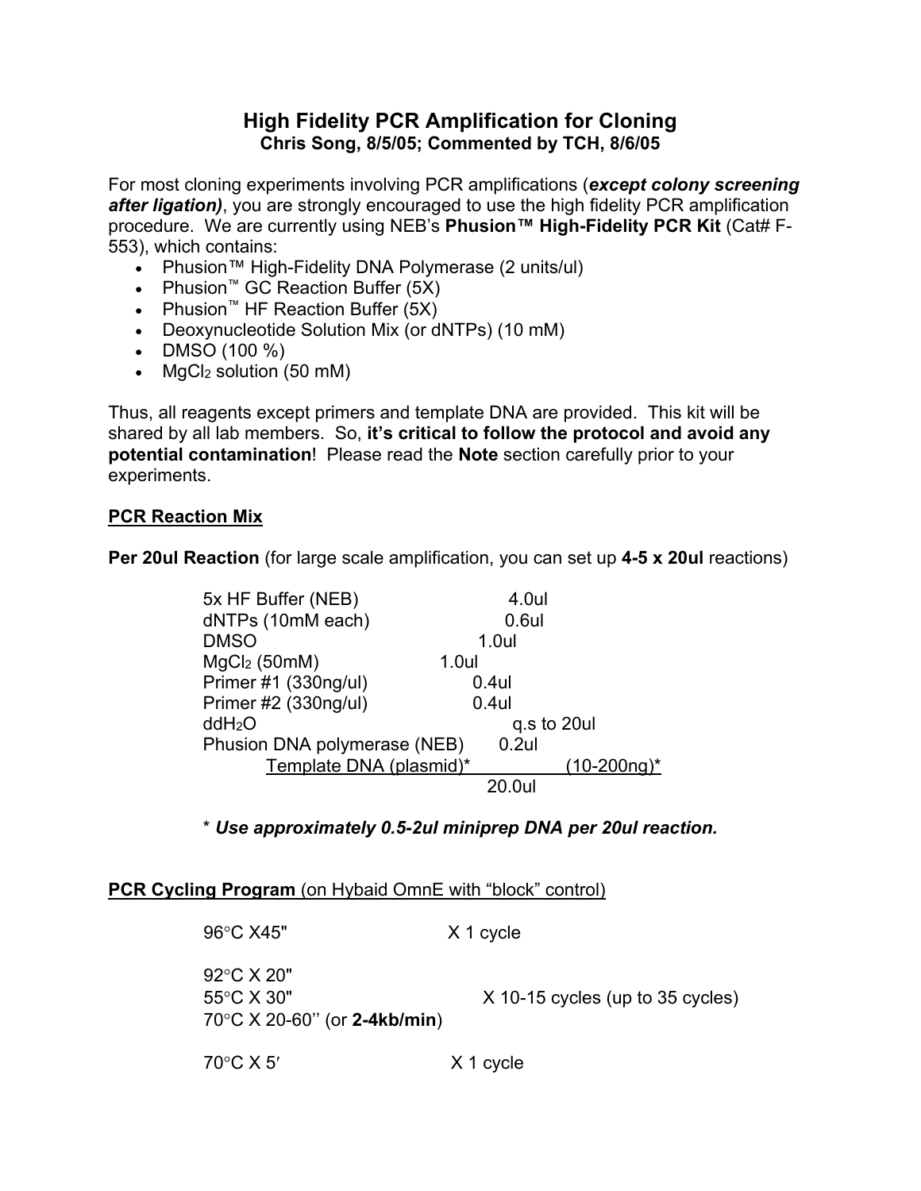# High Fidelity PCR Amplification for Cloning

**Chris Song, 8/5/05; Commented by TCH, 8/6/05**

For most cloning experiments involving PCR amplifications (***except colony screening after ligation)***, you are strongly encouraged to use the high fidelity PCR amplification procedure. We are currently using NEB's **Phusion™ High-Fidelity PCR Kit** (Cat# F-553), which contains:

- Phusion™ High-Fidelity DNA Polymerase (2 units/ul)
- Phusion™ GC Reaction Buffer (5X)
- Phusion™ HF Reaction Buffer (5X)
- Deoxynucleotide Solution Mix (or dNTPs) (10 mM)
- DMSO (100 %)
- $MgCl_2$ solution (50 mM)

Thus, all reagents except primers and template DNA are provided. This kit will be shared by all lab members. So, **it's critical to follow the protocol and avoid any potential contamination**! Please read the **Note** section carefully prior to your experiments.

## PCR Reaction Mix

**Per 20ul Reaction** (for large scale amplification, you can set up **4-5 x 20ul** reactions)

| Component | Volume |
|---|---|
| 5x HF Buffer (NEB) | 4.0ul |
| dNTPs (10mM each) | 0.6ul |
| DMSO | 1.0ul |
| $MgCl_2$ (50mM) | 1.0ul |
| Primer #1 (330ng/ul) | 0.4ul |
| Primer #2 (330ng/ul) | 0.4ul |
| $ddH_2O$ | q.s to 20ul |
| Phusion DNA polymerase (NEB) | 0.2ul |
| Template DNA (plasmid)* | (10-200ng)* |
| | 20.0ul |

\* ***Use approximately 0.5-2ul miniprep DNA per 20ul reaction.***

## PCR Cycling Program (on Hybaid OmnE with "block" control)

| Step | Cycles |
|---|---|
| 96°C X45" | X 1 cycle |
| 92°C X 20"<br>55°C X 30"<br>70°C X 20-60'' (or **2-4kb/min**) | X 10-15 cycles (up to 35 cycles) |
| 70°C X 5′ | X 1 cycle |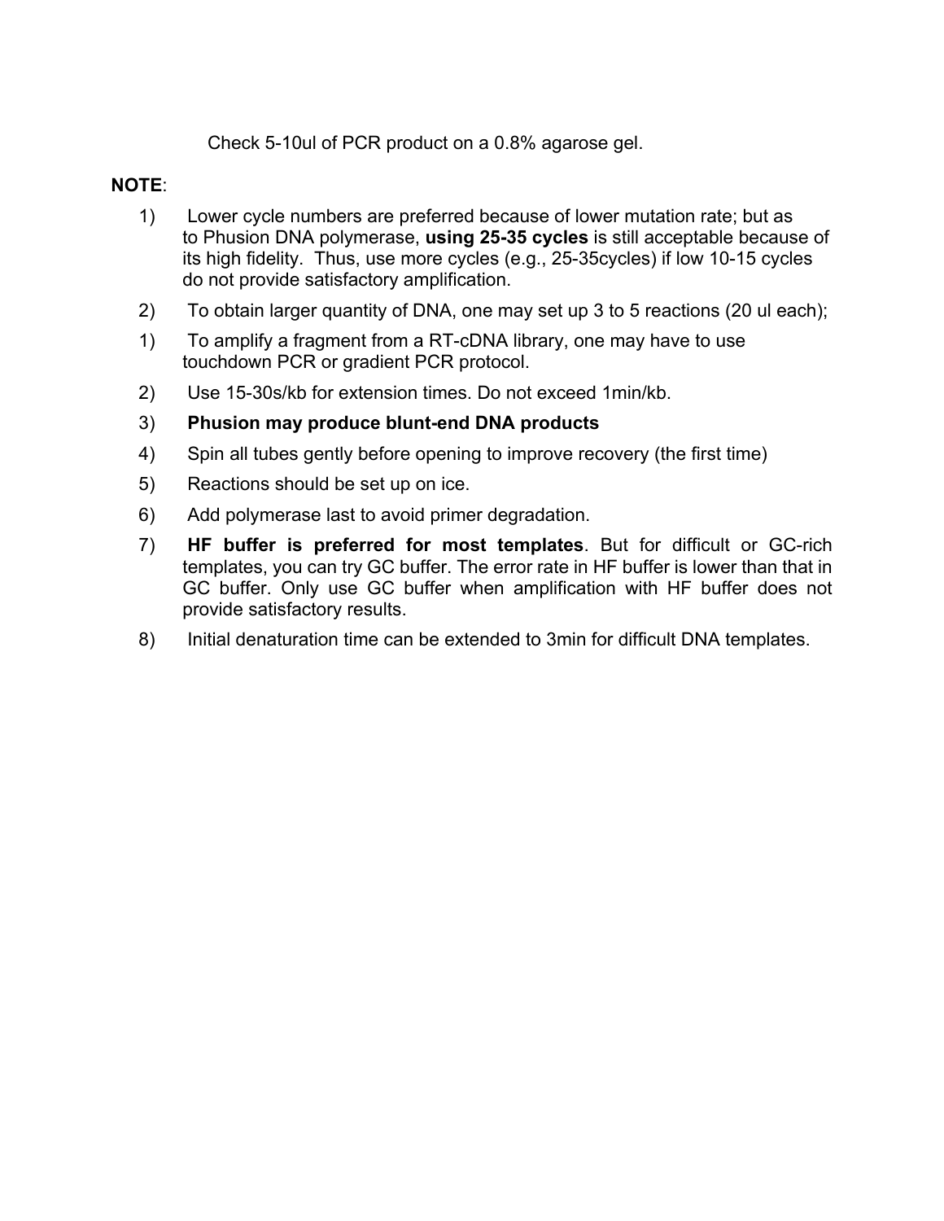Check 5-10ul of PCR product on a 0.8% agarose gel.

**NOTE**:

1) Lower cycle numbers are preferred because of lower mutation rate; but as to Phusion DNA polymerase, **using 25-35 cycles** is still acceptable because of its high fidelity. Thus, use more cycles (e.g., 25-35cycles) if low 10-15 cycles do not provide satisfactory amplification.
2) To obtain larger quantity of DNA, one may set up 3 to 5 reactions (20 ul each);

1) To amplify a fragment from a RT-cDNA library, one may have to use touchdown PCR or gradient PCR protocol.
2) Use 15-30s/kb for extension times. Do not exceed 1min/kb.
3) **Phusion may produce blunt-end DNA products**
4) Spin all tubes gently before opening to improve recovery (the first time)
5) Reactions should be set up on ice.
6) Add polymerase last to avoid primer degradation.
7) **HF buffer is preferred for most templates**. But for difficult or GC-rich templates, you can try GC buffer. The error rate in HF buffer is lower than that in GC buffer. Only use GC buffer when amplification with HF buffer does not provide satisfactory results.
8) Initial denaturation time can be extended to 3min for difficult DNA templates.